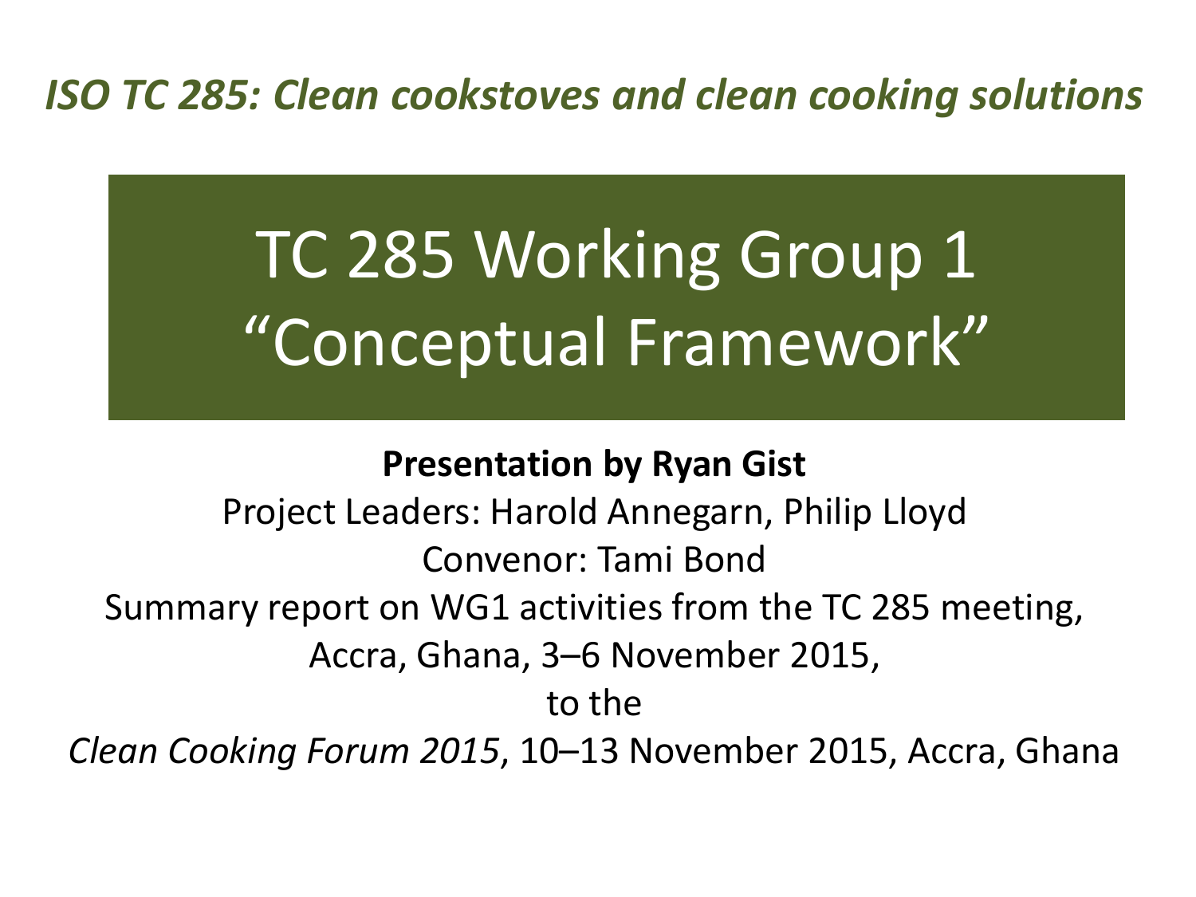*ISO TC 285: Clean cookstoves and clean cooking solutions*

# TC 285 Working Group 1 "Conceptual Framework"

**Presentation by Ryan Gist**

Project Leaders: Harold Annegarn, Philip Lloyd

Convenor: Tami Bond

Summary report on WG1 activities from the TC 285 meeting, Accra, Ghana, 3–6 November 2015,

to the

*Clean Cooking Forum 2015*, 10–13 November 2015, Accra, Ghana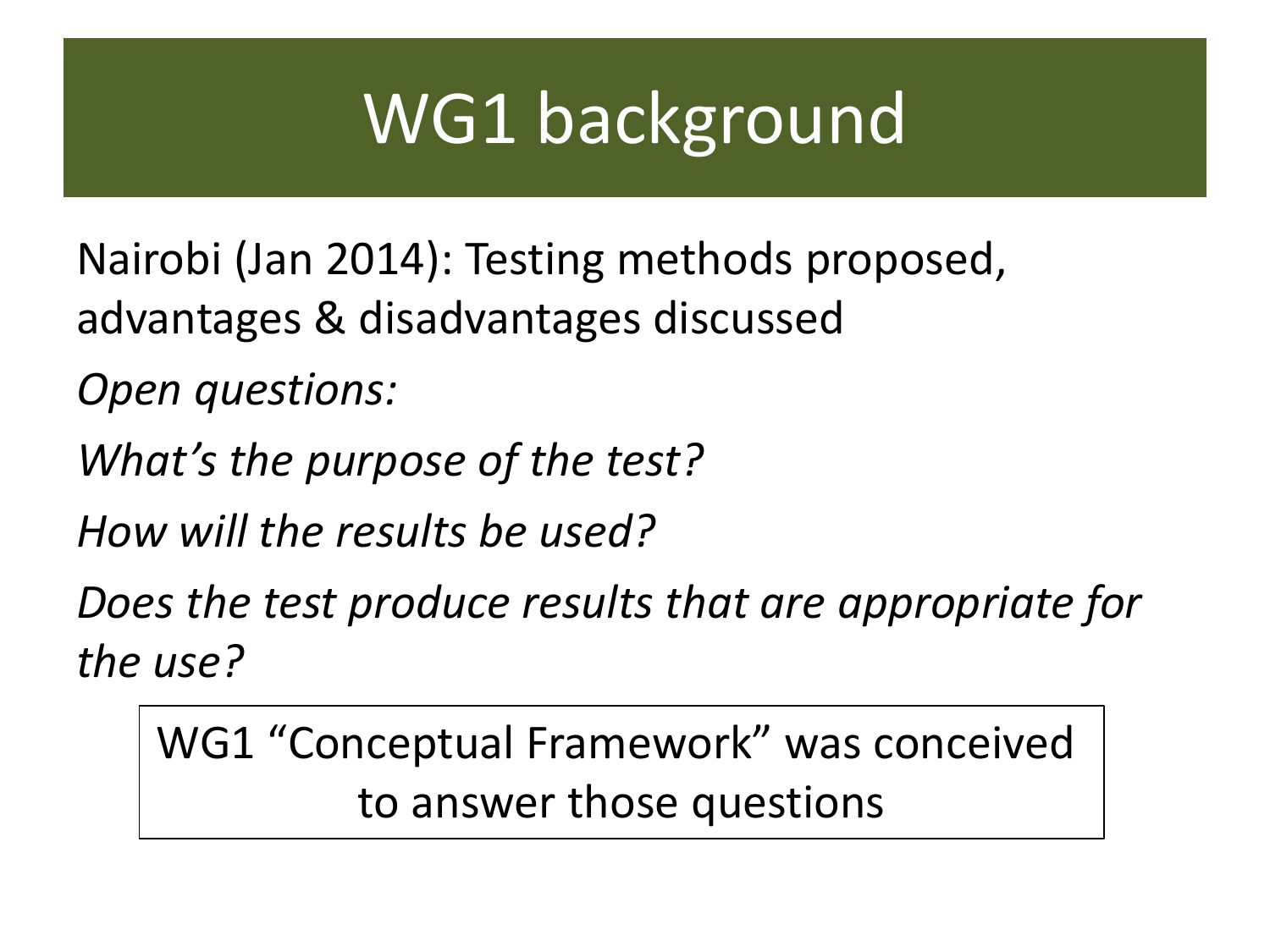# WG1 background

Nairobi (Jan 2014): Testing methods proposed, advantages & disadvantages discussed

*Open questions:*

*What's the purpose of the test?*

*How will the results be used?*

*Does the test produce results that are appropriate for the use?*

WG1 "Conceptual Framework" was conceived to answer those questions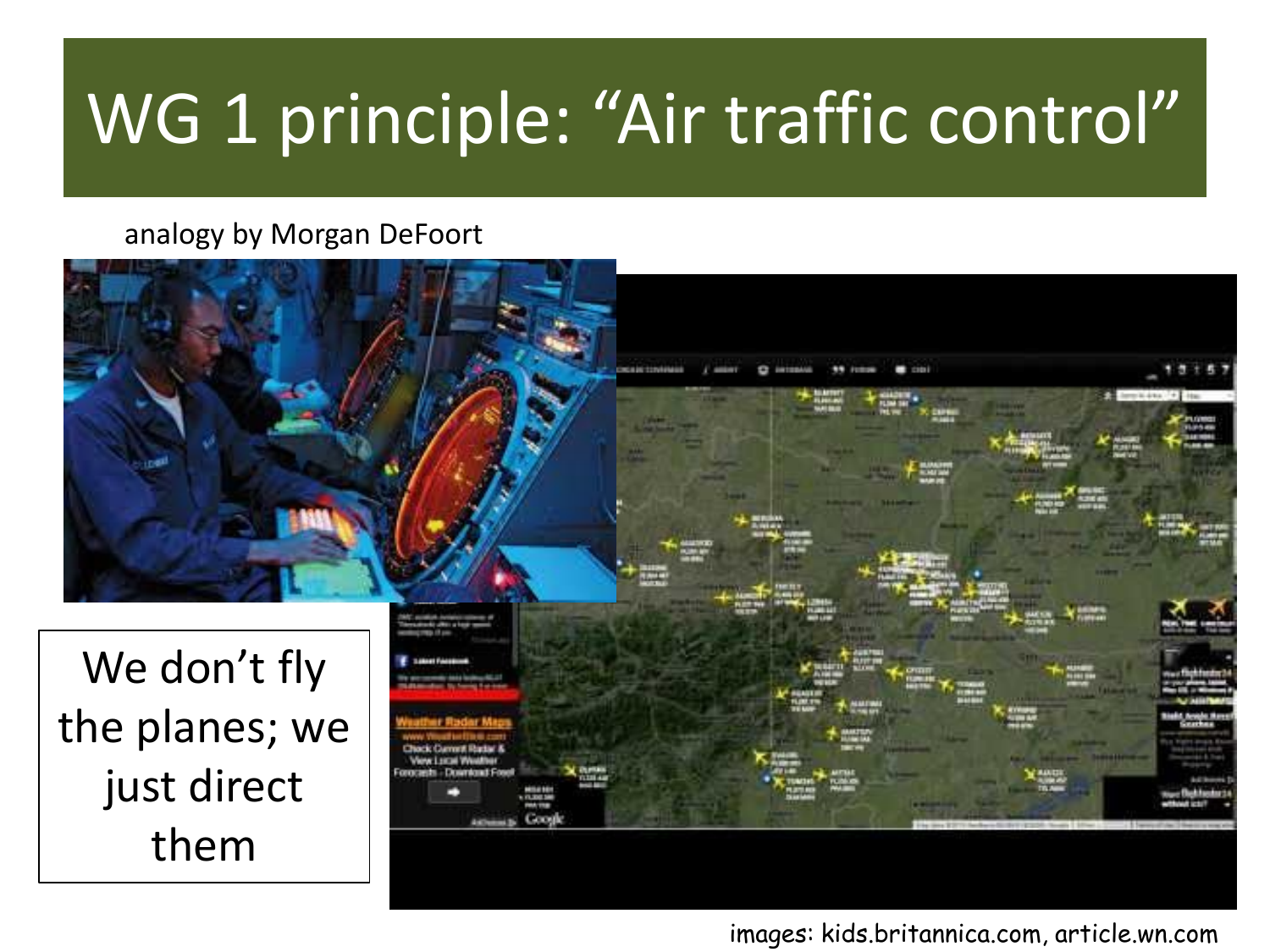# WG 1 principle: "Air traffic control"

analogy by Morgan DeFoort

We don't fly the planes; we just direct them

images: kids.britannica.com, article.wn.com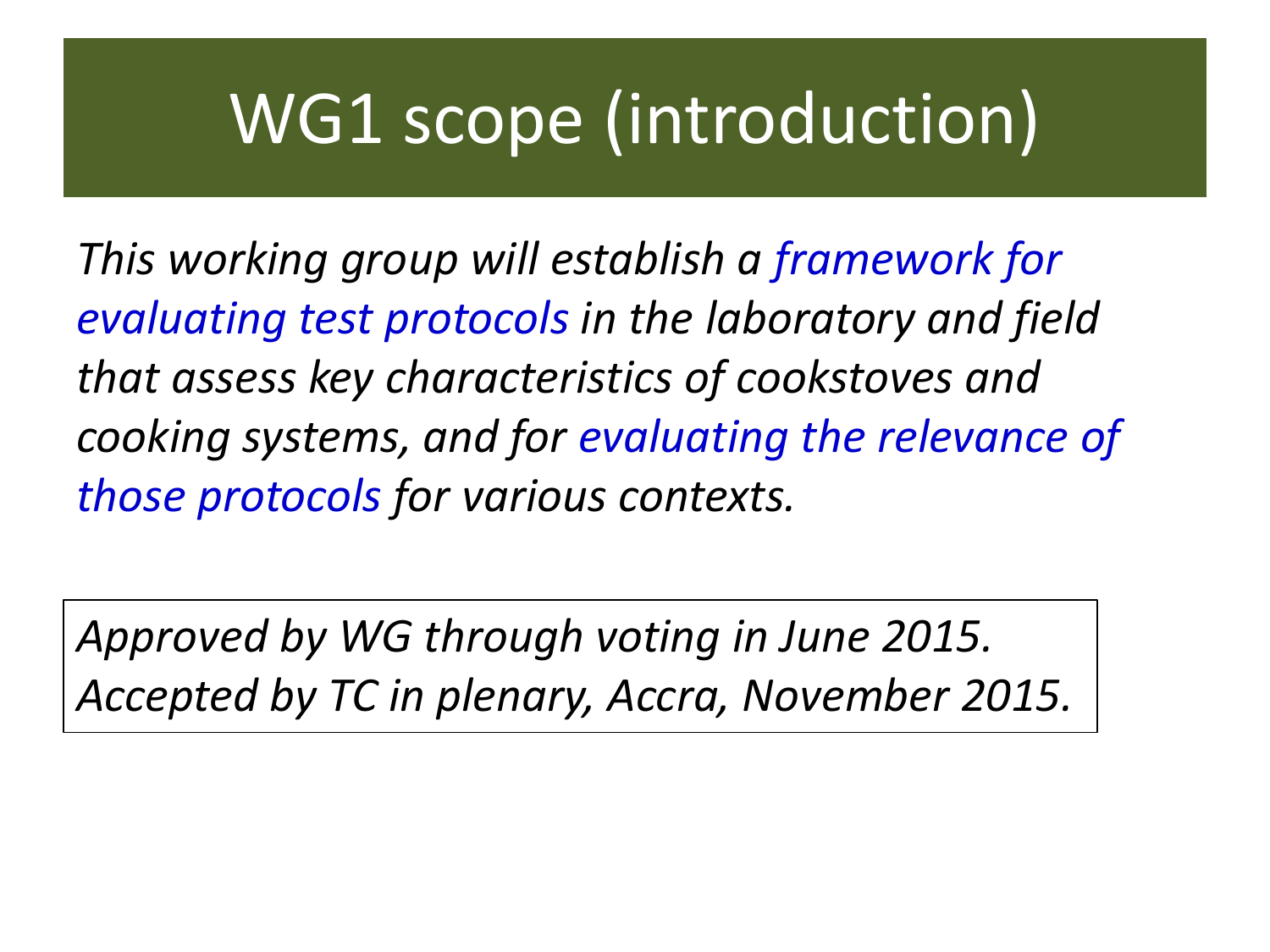# WG1 scope (introduction)

*This working group will establish a framework for evaluating test protocols in the laboratory and field that assess key characteristics of cookstoves and cooking systems, and for evaluating the relevance of those protocols for various contexts.*

*Approved by WG through voting in June 2015.*
*Accepted by TC in plenary, Accra, November 2015.*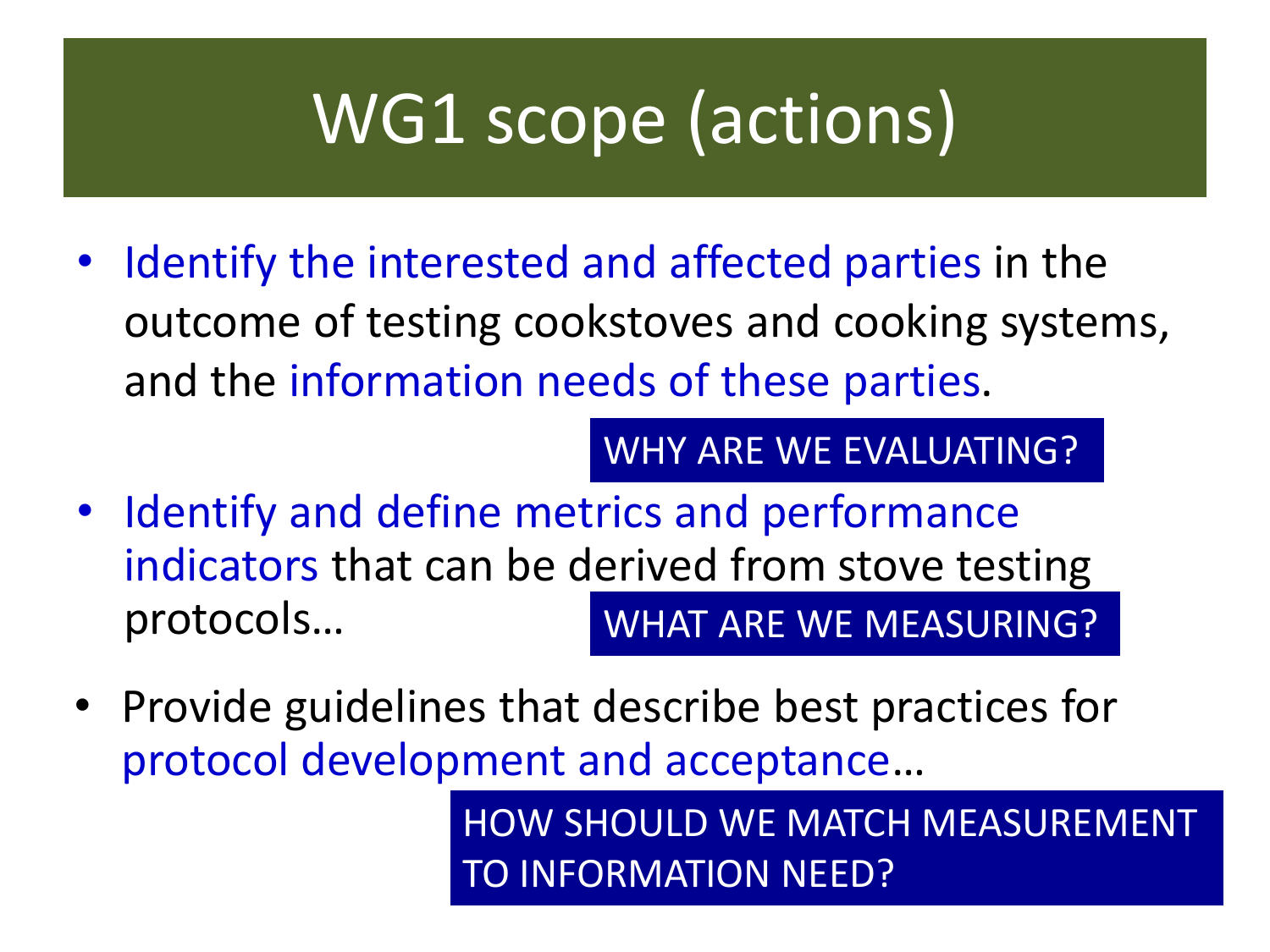# WG1 scope (actions)

- Identify the interested and affected parties in the outcome of testing cookstoves and cooking systems, and the information needs of these parties.

WHY ARE WE EVALUATING?

- Identify and define metrics and performance indicators that can be derived from stove testing protocols…

WHAT ARE WE MEASURING?

- Provide guidelines that describe best practices for protocol development and acceptance…

HOW SHOULD WE MATCH MEASUREMENT TO INFORMATION NEED?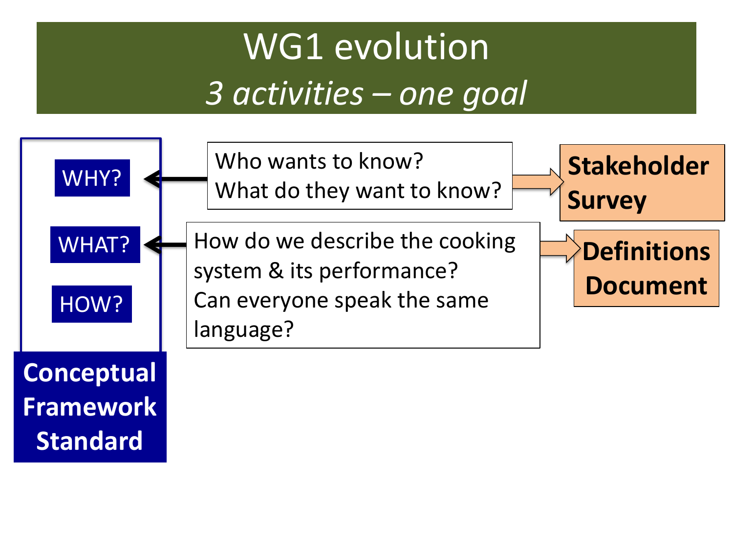# WG1 evolution

## *3 activities – one goal*

- WHY?
- WHAT?
- HOW?

**Conceptual Framework Standard**

Who wants to know?
What do they want to know?

**Stakeholder Survey**

How do we describe the cooking system & its performance?
Can everyone speak the same language?

**Definitions Document**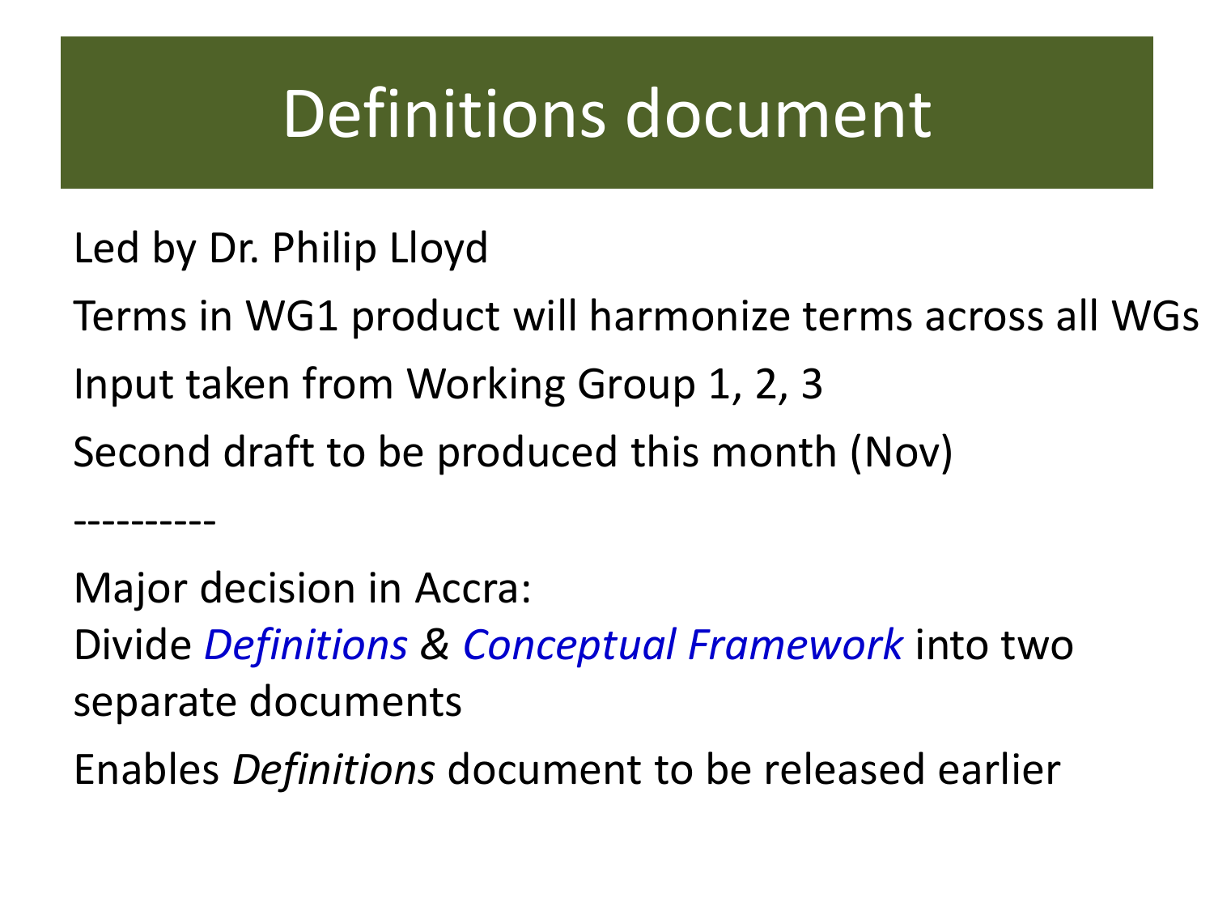# Definitions document

Led by Dr. Philip Lloyd

Terms in WG1 product will harmonize terms across all WGs

Input taken from Working Group 1, 2, 3

Second draft to be produced this month (Nov)

----------

Major decision in Accra:

Divide *Definitions* & *Conceptual Framework* into two separate documents

Enables *Definitions* document to be released earlier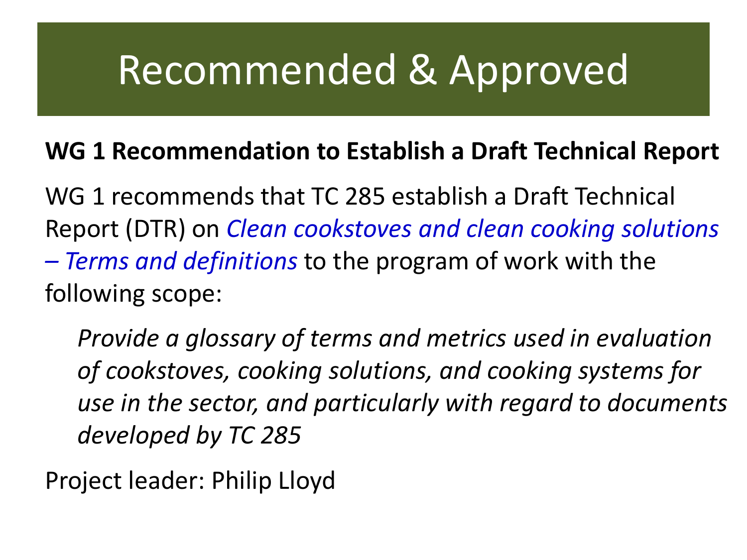# Recommended & Approved

**WG 1 Recommendation to Establish a Draft Technical Report**

WG 1 recommends that TC 285 establish a Draft Technical Report (DTR) on *Clean cookstoves and clean cooking solutions – Terms and definitions* to the program of work with the following scope:

> *Provide a glossary of terms and metrics used in evaluation of cookstoves, cooking solutions, and cooking systems for use in the sector, and particularly with regard to documents developed by TC 285*

Project leader: Philip Lloyd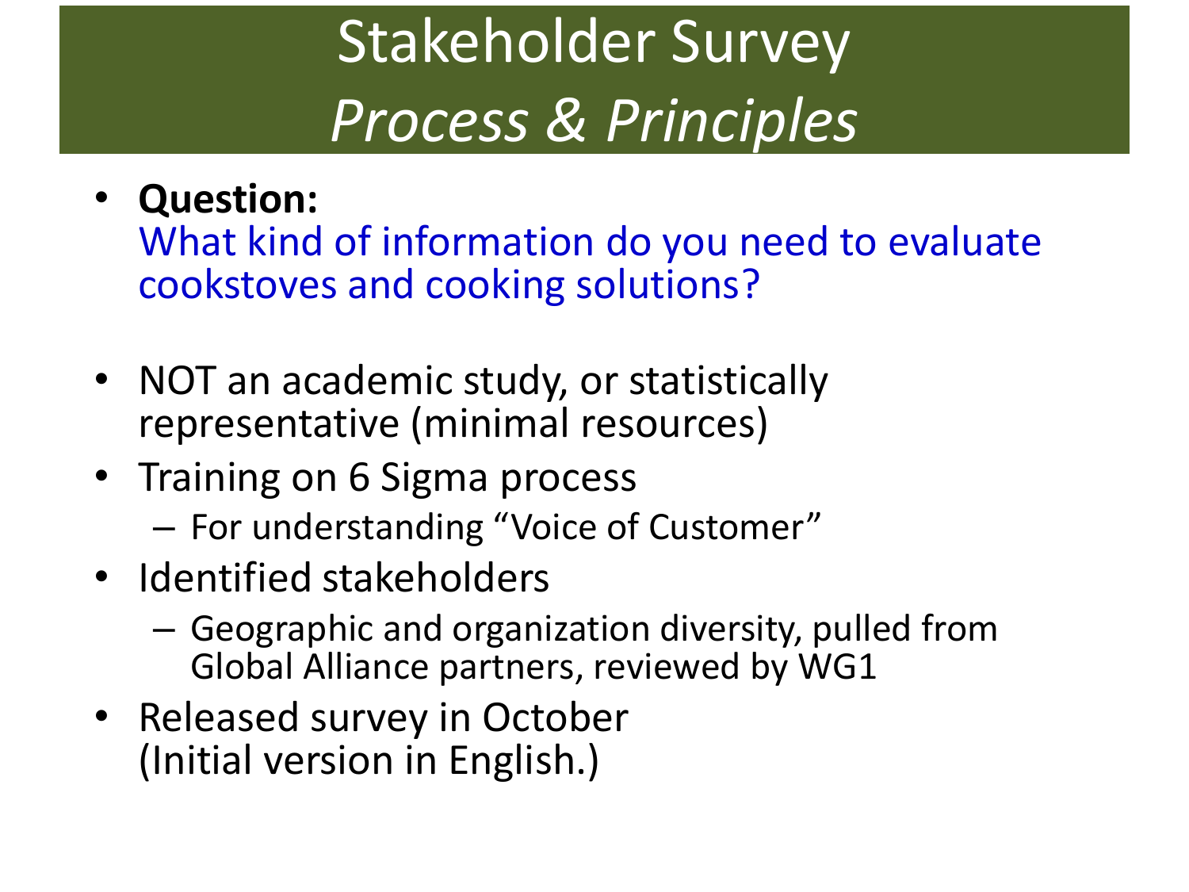# Stakeholder Survey
# *Process & Principles*

- **Question:**
  What kind of information do you need to evaluate cookstoves and cooking solutions?

- NOT an academic study, or statistically representative (minimal resources)
- Training on 6 Sigma process
  - For understanding "Voice of Customer"
- Identified stakeholders
  - Geographic and organization diversity, pulled from Global Alliance partners, reviewed by WG1
- Released survey in October
  (Initial version in English.)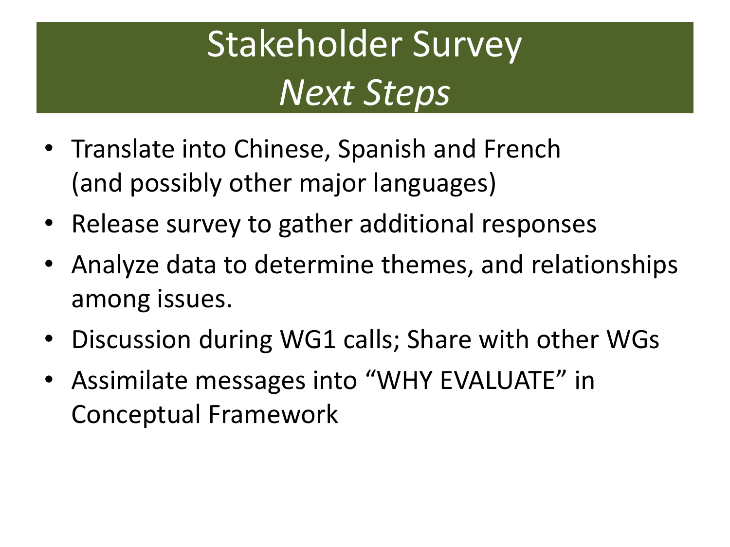# Stakeholder Survey
# *Next Steps*

- Translate into Chinese, Spanish and French (and possibly other major languages)
- Release survey to gather additional responses
- Analyze data to determine themes, and relationships among issues.
- Discussion during WG1 calls; Share with other WGs
- Assimilate messages into "WHY EVALUATE" in Conceptual Framework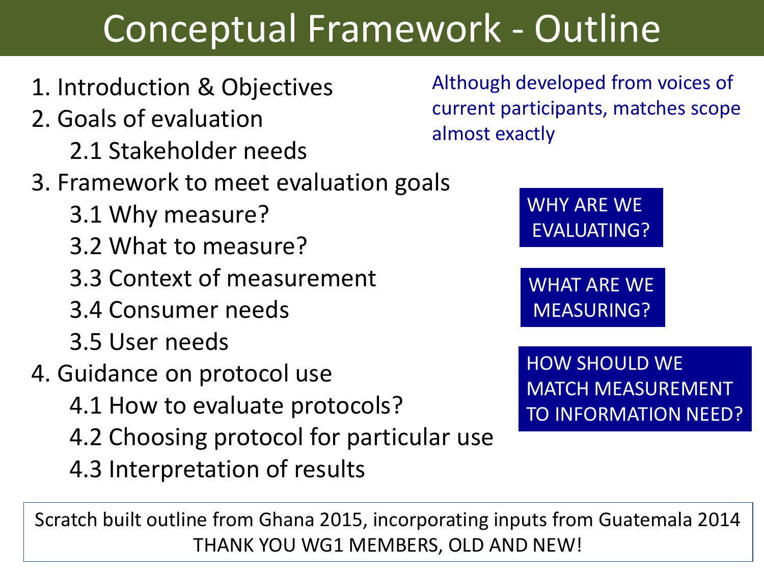# Conceptual Framework - Outline

1. Introduction & Objectives
2. Goals of evaluation
    - 2.1 Stakeholder needs
3. Framework to meet evaluation goals
    - 3.1 Why measure?
    - 3.2 What to measure?
    - 3.3 Context of measurement
    - 3.4 Consumer needs
    - 3.5 User needs
4. Guidance on protocol use
    - 4.1 How to evaluate protocols?
    - 4.2 Choosing protocol for particular use
    - 4.3 Interpretation of results

Although developed from voices of current participants, matches scope almost exactly

WHY ARE WE EVALUATING?

WHAT ARE WE MEASURING?

HOW SHOULD WE MATCH MEASUREMENT TO INFORMATION NEED?

Scratch built outline from Ghana 2015, incorporating inputs from Guatemala 2014
THANK YOU WG1 MEMBERS, OLD AND NEW!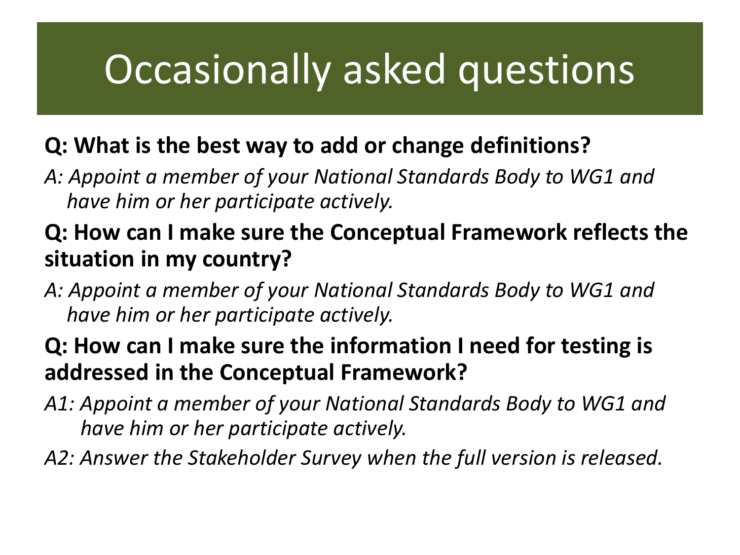# Occasionally asked questions

**Q: What is the best way to add or change definitions?**

*A: Appoint a member of your National Standards Body to WG1 and have him or her participate actively.*

**Q: How can I make sure the Conceptual Framework reflects the situation in my country?**

*A: Appoint a member of your National Standards Body to WG1 and have him or her participate actively.*

**Q: How can I make sure the information I need for testing is addressed in the Conceptual Framework?**

*A1: Appoint a member of your National Standards Body to WG1 and have him or her participate actively.*

*A2: Answer the Stakeholder Survey when the full version is released.*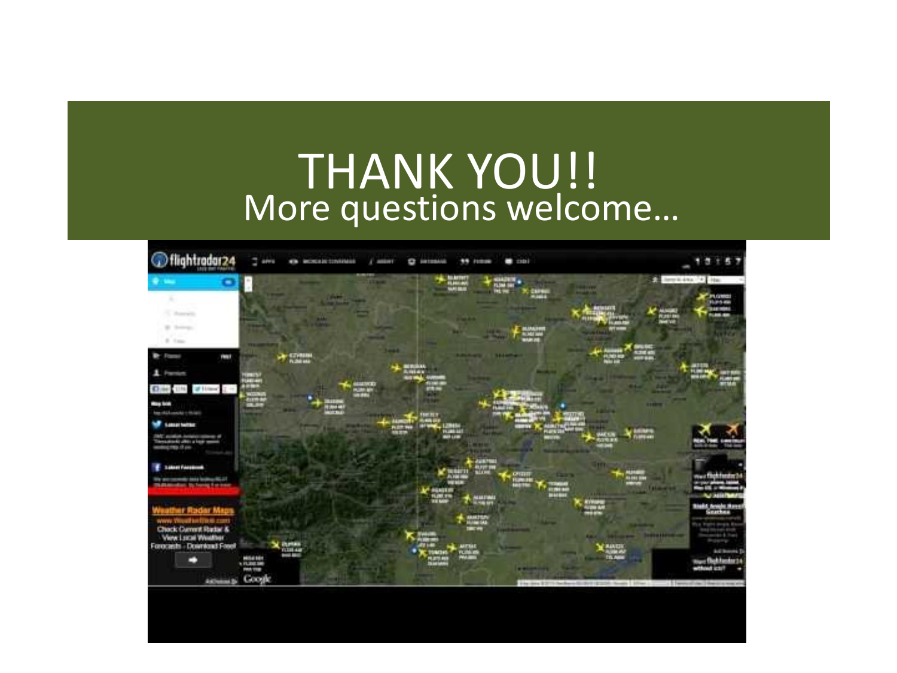# THANK YOU!!

More questions welcome…